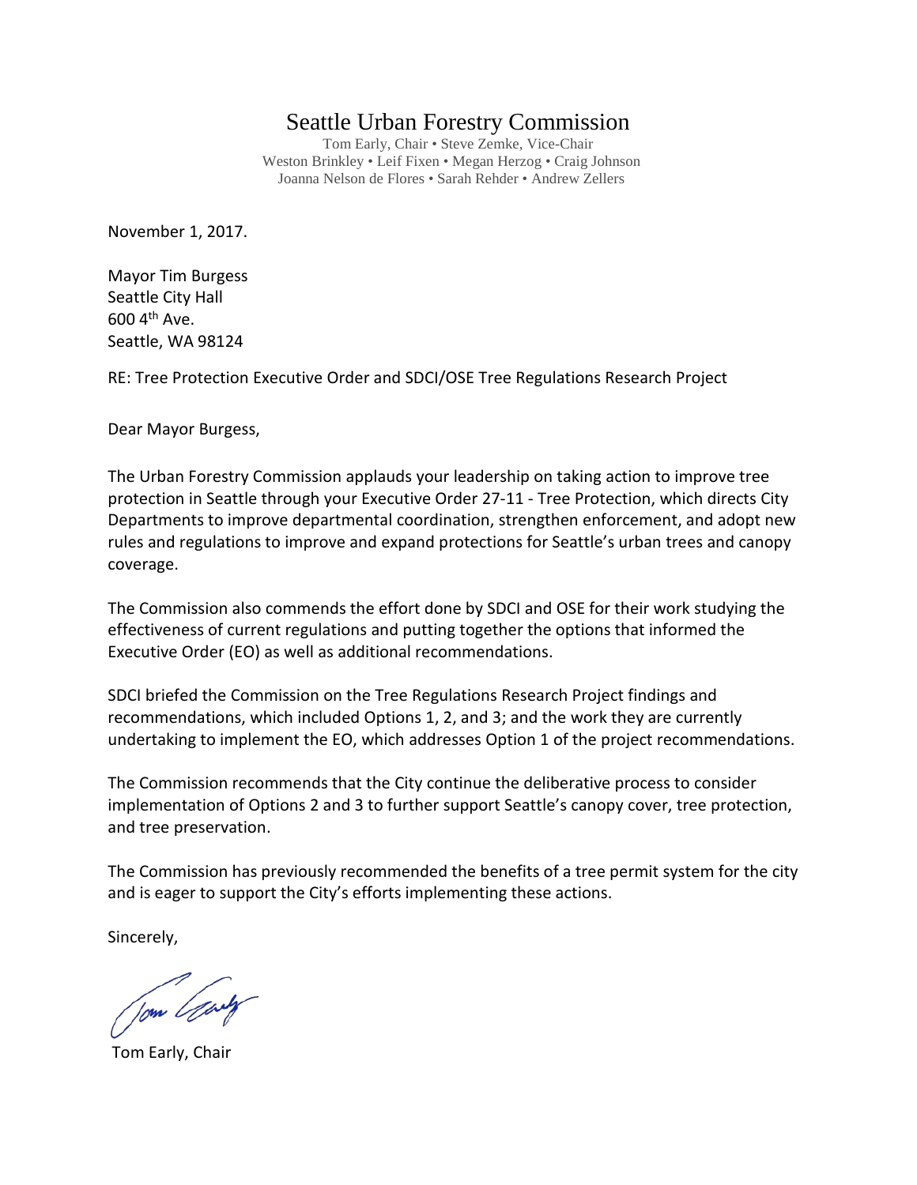# Seattle Urban Forestry Commission

Tom Early, Chair • Steve Zemke, Vice-Chair
Weston Brinkley • Leif Fixen • Megan Herzog • Craig Johnson
Joanna Nelson de Flores • Sarah Rehder • Andrew Zellers

November 1, 2017.

Mayor Tim Burgess
Seattle City Hall
600 4th Ave.
Seattle, WA 98124

RE: Tree Protection Executive Order and SDCI/OSE Tree Regulations Research Project

Dear Mayor Burgess,

The Urban Forestry Commission applauds your leadership on taking action to improve tree protection in Seattle through your Executive Order 27-11 - Tree Protection, which directs City Departments to improve departmental coordination, strengthen enforcement, and adopt new rules and regulations to improve and expand protections for Seattle's urban trees and canopy coverage.

The Commission also commends the effort done by SDCI and OSE for their work studying the effectiveness of current regulations and putting together the options that informed the Executive Order (EO) as well as additional recommendations.

SDCI briefed the Commission on the Tree Regulations Research Project findings and recommendations, which included Options 1, 2, and 3; and the work they are currently undertaking to implement the EO, which addresses Option 1 of the project recommendations.

The Commission recommends that the City continue the deliberative process to consider implementation of Options 2 and 3 to further support Seattle's canopy cover, tree protection, and tree preservation.

The Commission has previously recommended the benefits of a tree permit system for the city and is eager to support the City's efforts implementing these actions.

Sincerely,

Tom Early, Chair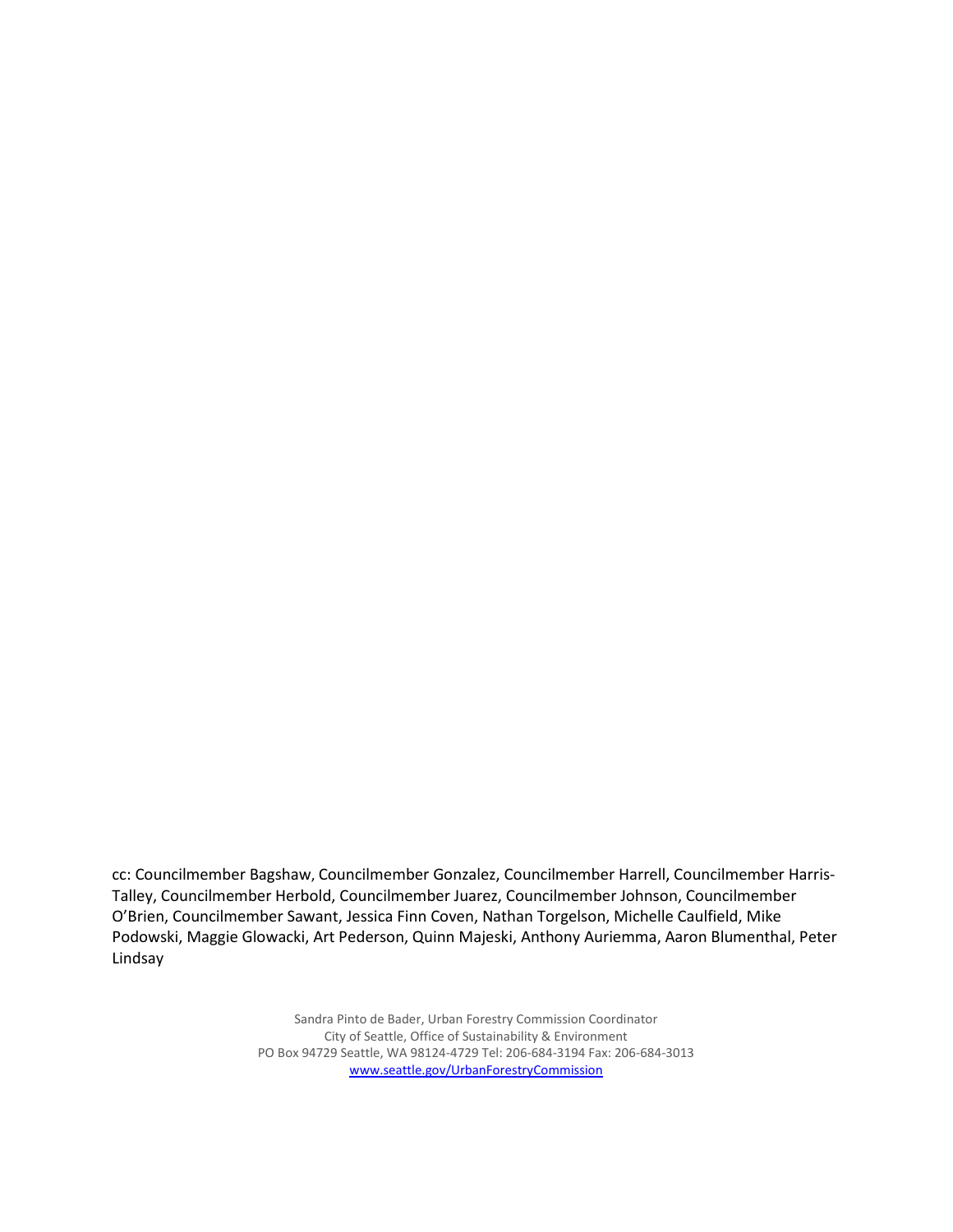cc: Councilmember Bagshaw, Councilmember Gonzalez, Councilmember Harrell, Councilmember Harris-Talley, Councilmember Herbold, Councilmember Juarez, Councilmember Johnson, Councilmember O'Brien, Councilmember Sawant, Jessica Finn Coven, Nathan Torgelson, Michelle Caulfield, Mike Podowski, Maggie Glowacki, Art Pederson, Quinn Majeski, Anthony Auriemma, Aaron Blumenthal, Peter Lindsay

Sandra Pinto de Bader, Urban Forestry Commission Coordinator
City of Seattle, Office of Sustainability & Environment
PO Box 94729 Seattle, WA 98124-4729 Tel: 206-684-3194 Fax: 206-684-3013
www.seattle.gov/UrbanForestryCommission